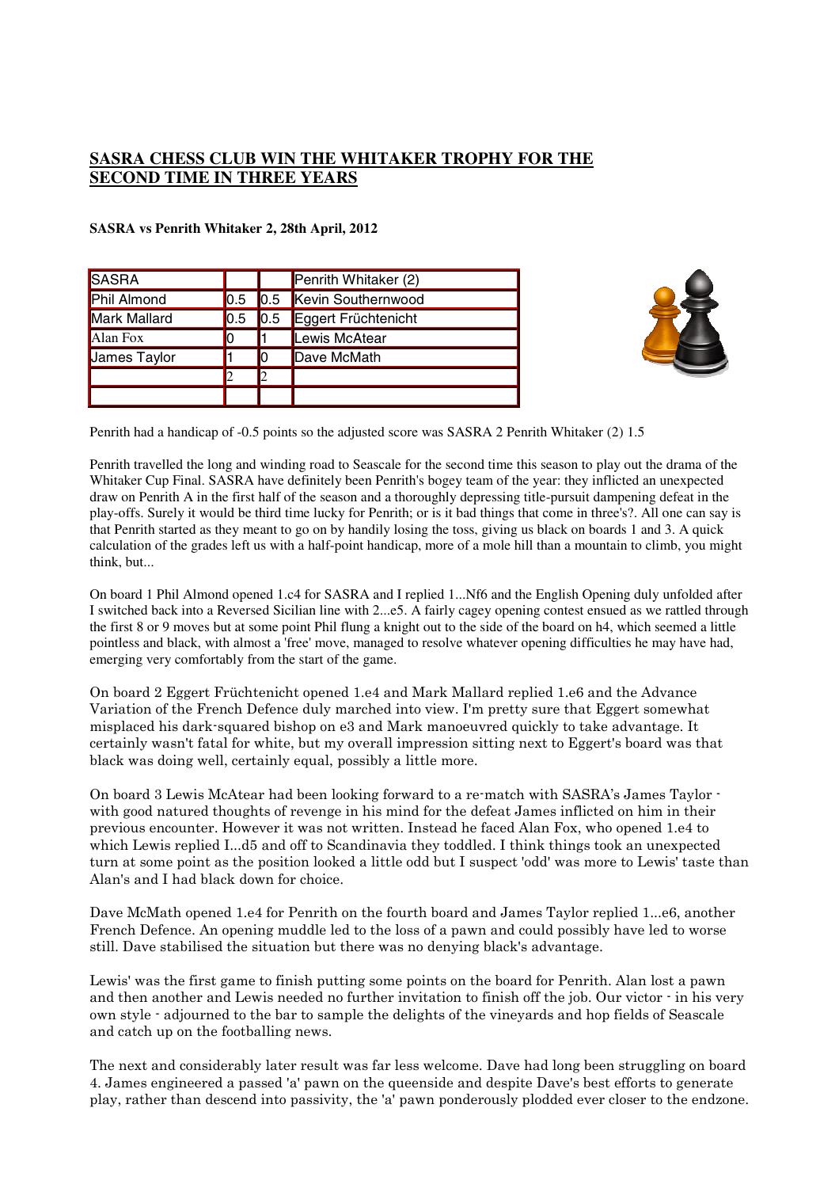## SASRA CHESS CLUB WIN THE WHITAKER TROPHY FOR THE SECOND TIME IN THREE YEARS

**SASRA vs Penrith Whitaker 2, 28th April, 2012**

| SASRA | | | Penrith Whitaker (2) |
|---|---|---|---|
| Phil Almond | 0.5 | 0.5 | Kevin Southernwood |
| Mark Mallard | 0.5 | 0.5 | Eggert Früchtenicht |
| Alan Fox | 0 | 1 | Lewis McAtear |
| James Taylor | 1 | 0 | Dave McMath |
| | 2 | 2 | |
| | | | |

Penrith had a handicap of -0.5 points so the adjusted score was SASRA 2 Penrith Whitaker (2) 1.5

Penrith travelled the long and winding road to Seascale for the second time this season to play out the drama of the Whitaker Cup Final. SASRA have definitely been Penrith's bogey team of the year: they inflicted an unexpected draw on Penrith A in the first half of the season and a thoroughly depressing title-pursuit dampening defeat in the play-offs. Surely it would be third time lucky for Penrith; or is it bad things that come in three's?. All one can say is that Penrith started as they meant to go on by handily losing the toss, giving us black on boards 1 and 3. A quick calculation of the grades left us with a half-point handicap, more of a mole hill than a mountain to climb, you might think, but...

On board 1 Phil Almond opened 1.c4 for SASRA and I replied 1...Nf6 and the English Opening duly unfolded after I switched back into a Reversed Sicilian line with 2...e5. A fairly cagey opening contest ensued as we rattled through the first 8 or 9 moves but at some point Phil flung a knight out to the side of the board on h4, which seemed a little pointless and black, with almost a 'free' move, managed to resolve whatever opening difficulties he may have had, emerging very comfortably from the start of the game.

On board 2 Eggert Früchtenicht opened 1.e4 and Mark Mallard replied 1.e6 and the Advance Variation of the French Defence duly marched into view. I'm pretty sure that Eggert somewhat misplaced his dark-squared bishop on e3 and Mark manoeuvred quickly to take advantage. It certainly wasn't fatal for white, but my overall impression sitting next to Eggert's board was that black was doing well, certainly equal, possibly a little more.

On board 3 Lewis McAtear had been looking forward to a re-match with SASRA's James Taylor - with good natured thoughts of revenge in his mind for the defeat James inflicted on him in their previous encounter. However it was not written. Instead he faced Alan Fox, who opened 1.e4 to which Lewis replied I...d5 and off to Scandinavia they toddled. I think things took an unexpected turn at some point as the position looked a little odd but I suspect 'odd' was more to Lewis' taste than Alan's and I had black down for choice.

Dave McMath opened 1.e4 for Penrith on the fourth board and James Taylor replied 1...e6, another French Defence. An opening muddle led to the loss of a pawn and could possibly have led to worse still. Dave stabilised the situation but there was no denying black's advantage.

Lewis' was the first game to finish putting some points on the board for Penrith. Alan lost a pawn and then another and Lewis needed no further invitation to finish off the job. Our victor - in his very own style - adjourned to the bar to sample the delights of the vineyards and hop fields of Seascale and catch up on the footballing news.

The next and considerably later result was far less welcome. Dave had long been struggling on board 4. James engineered a passed 'a' pawn on the queenside and despite Dave's best efforts to generate play, rather than descend into passivity, the 'a' pawn ponderously plodded ever closer to the endzone.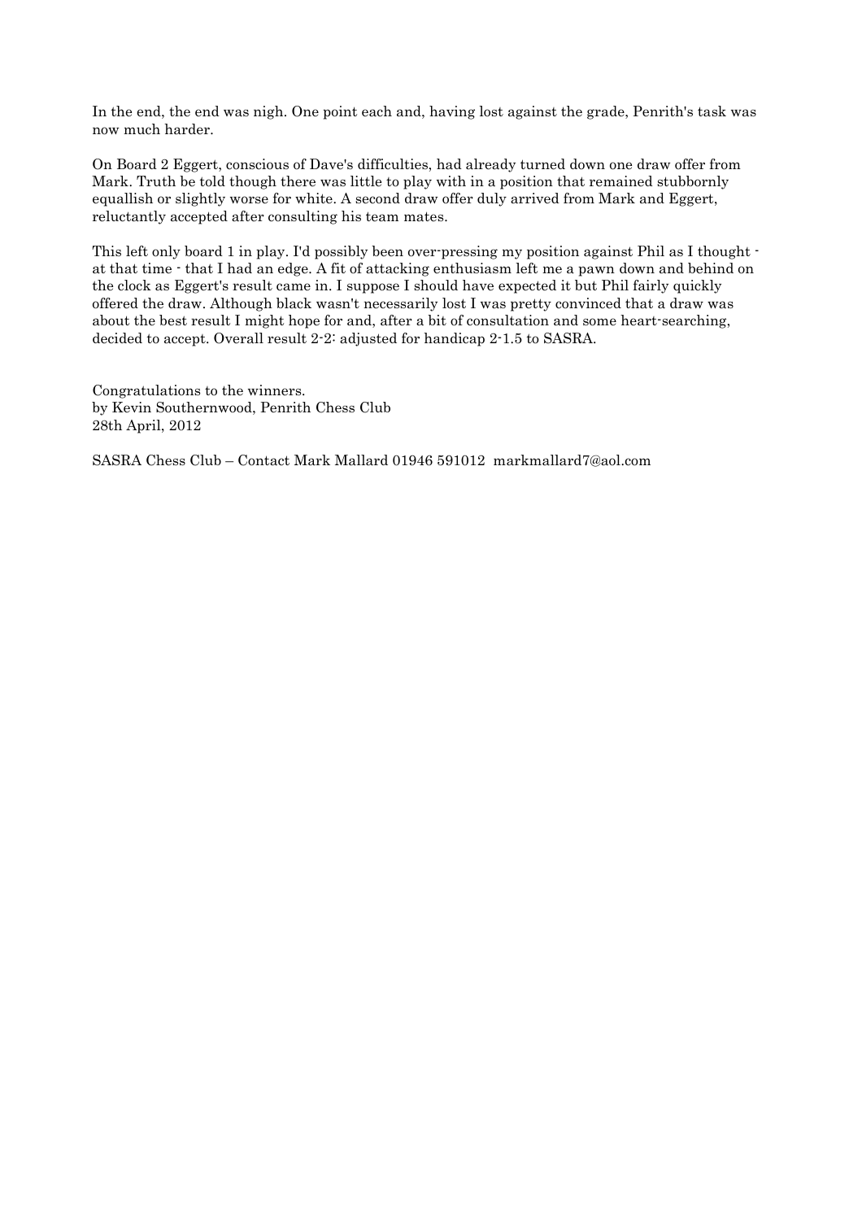In the end, the end was nigh. One point each and, having lost against the grade, Penrith's task was now much harder.

On Board 2 Eggert, conscious of Dave's difficulties, had already turned down one draw offer from Mark. Truth be told though there was little to play with in a position that remained stubbornly equallish or slightly worse for white. A second draw offer duly arrived from Mark and Eggert, reluctantly accepted after consulting his team mates.

This left only board 1 in play. I'd possibly been over-pressing my position against Phil as I thought - at that time - that I had an edge. A fit of attacking enthusiasm left me a pawn down and behind on the clock as Eggert's result came in. I suppose I should have expected it but Phil fairly quickly offered the draw. Although black wasn't necessarily lost I was pretty convinced that a draw was about the best result I might hope for and, after a bit of consultation and some heart-searching, decided to accept. Overall result 2-2: adjusted for handicap 2-1.5 to SASRA.

Congratulations to the winners.
by Kevin Southernwood, Penrith Chess Club
28th April, 2012

SASRA Chess Club – Contact Mark Mallard 01946 591012 markmallard7@aol.com